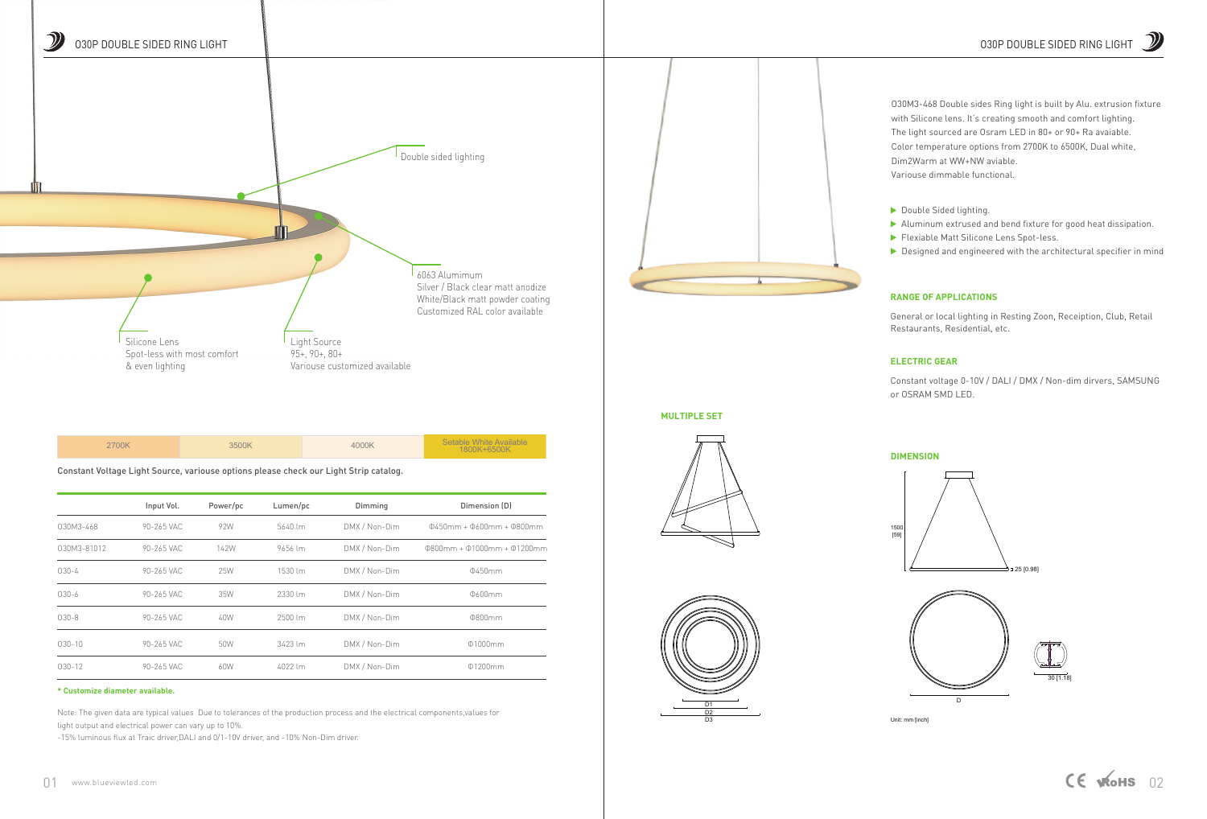# O30P DOUBLE SIDED RING LIGHT

Double sided lighting

6063 Alumimum
Silver / Black clear matt anodize
White/Black matt powder coating
Customized RAL color available

Silicone Lens
Spot-less with most comfort
& even lighting

Light Source
95+, 90+, 80+
Variouse customized available

| 2700K | 3500K | 4000K | Setable White Available 1800K+6500K |
|---|---|---|---|

Constant Voltage Light Source, variouse options please check our Light Strip catalog.

| | Input Vol. | Power/pc | Lumen/pc | Dimming | Dimension (D) |
|---|---|---|---|---|---|
| O30M3-468 | 90-265 VAC | 92W | 5640 lm | DMX / Non-Dim | Φ450mm + Φ600mm + Φ800mm |
| O30M3-81012 | 90-265 VAC | 142W | 9656 lm | DMX / Non-Dim | Φ800mm + Φ1000mm + Φ1200mm |
| O30-4 | 90-265 VAC | 25W | 1530 lm | DMX / Non-Dim | Φ450mm |
| O30-6 | 90-265 VAC | 35W | 2330 lm | DMX / Non-Dim | Φ600mm |
| O30-8 | 90-265 VAC | 40W | 2500 lm | DMX / Non-Dim | Φ800mm |
| O30-10 | 90-265 VAC | 50W | 3423 lm | DMX / Non-Dim | Φ1000mm |
| O30-12 | 90-265 VAC | 60W | 4022 lm | DMX / Non-Dim | Φ1200mm |

**\* Customize diameter available.**

Note: The given data are typical values Due to tolerances of the production process and the electrical components,values for light output and electrical power can vary up to 10%.
-15% luminous flux at Traic driver,DALI and 0/1-10V driver, and -10% Non-Dim driver.

www.blueviewled.com

O30M3-468 Double sides Ring light is built by Alu. extrusion fixture with Silicone lens. It's creating smooth and comfort lighting.
The light sourced are Osram LED in 80+ or 90+ Ra avaiable.
Color temperature options from 2700K to 6500K, Dual white, Dim2Warm at WW+NW aviable.
Variouse dimmable functional.

- Double Sided lighting.
- Aluminum extrused and bend fixture for good heat dissipation.
- Flexiable Matt Silicone Lens Spot-less.
- Designed and engineered with the architectural specifier in mind

### RANGE OF APPLICATIONS

General or local lighting in Resting Zone, Receiption, Club, Retail Restaurants, Residential, etc.

### ELECTRIC GEAR

Constant voltage 0-10V / DALI / DMX / Non-dim dirvers, SAMSUNG or OSRAM SMD LED.

### MULTIPLE SET

D1
D2
D3

### DIMENSION

1500 [59]

25 [0.98]

30 [1.18]

D

Unit: mm [inch]

CE RoHS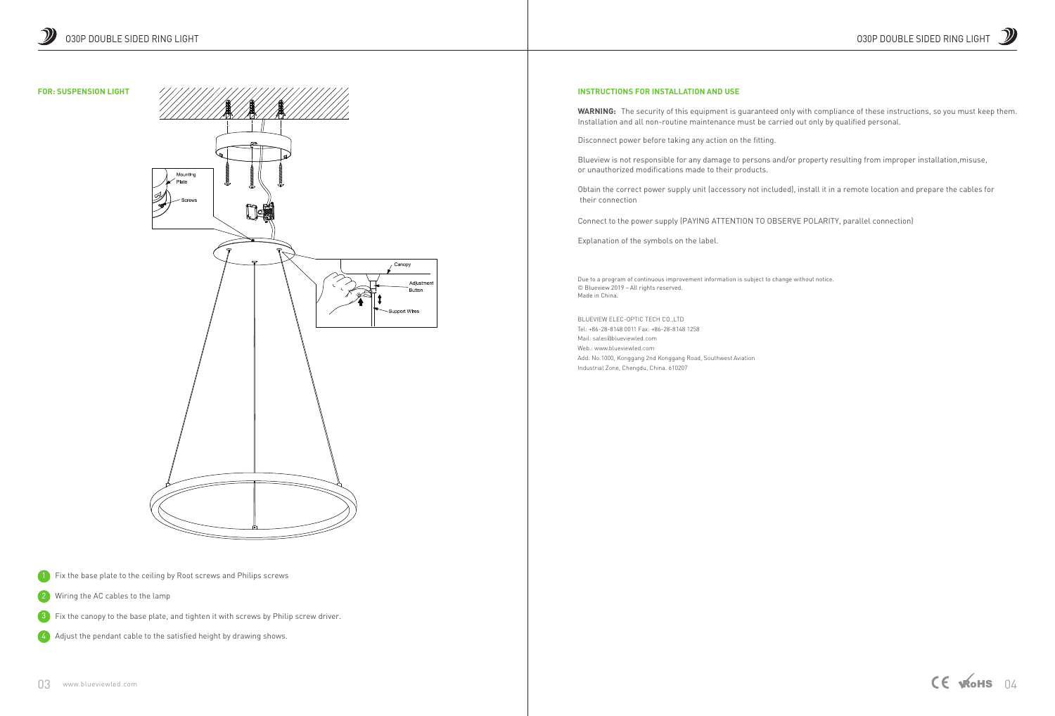**FOR: SUSPENSION LIGHT**

Mounting Plate

Screws

Canopy

Adjustment Button

Support Wires

1. Fix the base plate to the ceiling by Root screws and Philips screws
2. Wiring the AC cables to the lamp
3. Fix the canopy to the base plate, and tighten it with screws by Philip screw driver.
4. Adjust the pendant cable to the satisfied height by drawing shows.

**INSTRUCTIONS FOR INSTALLATION AND USE**

**WARNING:** The security of this equipment is guaranteed only with compliance of these instructions, so you must keep them. Installation and all non-routine maintenance must be carried out only by qualified personal.

Disconnect power before taking any action on the fitting.

Blueview is not responsible for any damage to persons and/or property resulting from improper installation,misuse, or unauthorized modifications made to their products.

Obtain the correct power supply unit (accessory not included), install it in a remote location and prepare the cables for their connection

Connect to the power supply (PAYING ATTENTION TO OBSERVE POLARITY, parallel connection)

Explanation of the symbols on the label.

Due to a program of continuous improvement information is subject to change without notice.
© Blueview 2019 – All rights reserved.
Made in China.

BLUEVIEW ELEC-OPTIC TECH CO.,LTD
Tel: +86-28-8148 0011 Fax: +86-28-8148 1258
Mail: sales@blueviewled.com
Web.: www.blueviewled.com
Add: No.1000, Konggang 2nd Konggang Road, Southwest Aviation Industrial Zone, Chengdu, China. 610207

CE RoHS